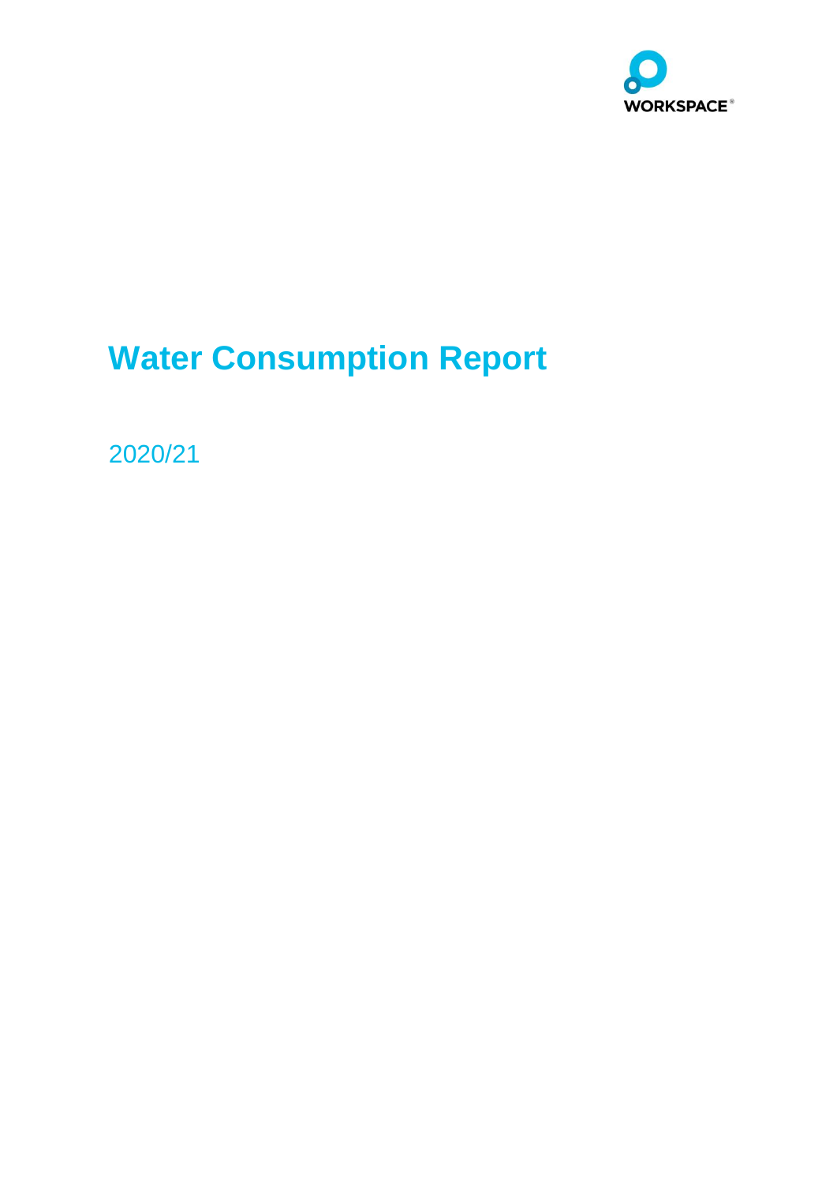WORKSPACE®

# Water Consumption Report

2020/21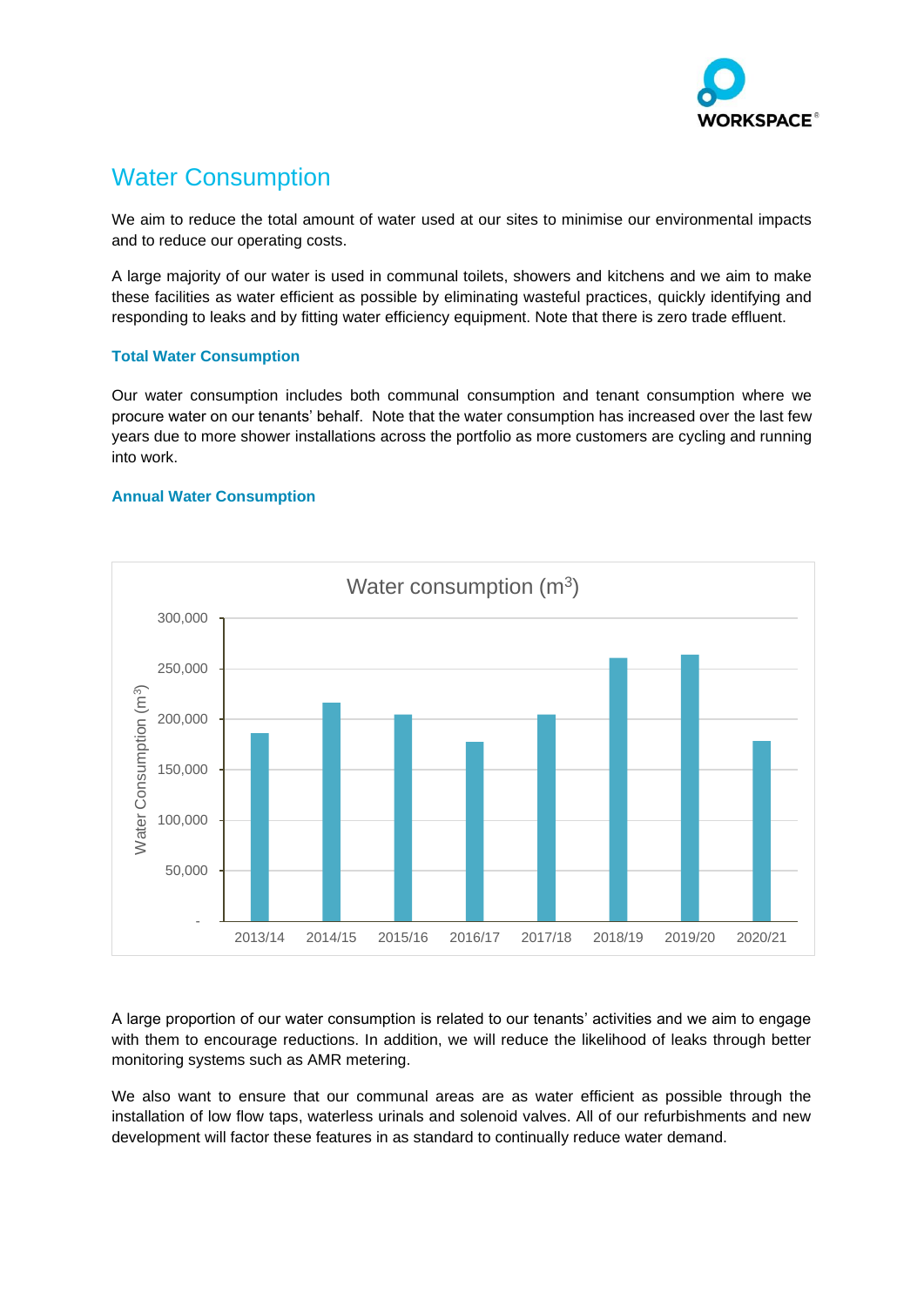# Water Consumption

We aim to reduce the total amount of water used at our sites to minimise our environmental impacts and to reduce our operating costs.

A large majority of our water is used in communal toilets, showers and kitchens and we aim to make these facilities as water efficient as possible by eliminating wasteful practices, quickly identifying and responding to leaks and by fitting water efficiency equipment. Note that there is zero trade effluent.

### Total Water Consumption

Our water consumption includes both communal consumption and tenant consumption where we procure water on our tenants' behalf. Note that the water consumption has increased over the last few years due to more shower installations across the portfolio as more customers are cycling and running into work.

### Annual Water Consumption

A large proportion of our water consumption is related to our tenants' activities and we aim to engage with them to encourage reductions. In addition, we will reduce the likelihood of leaks through better monitoring systems such as AMR metering.

We also want to ensure that our communal areas are as water efficient as possible through the installation of low flow taps, waterless urinals and solenoid valves. All of our refurbishments and new development will factor these features in as standard to continually reduce water demand.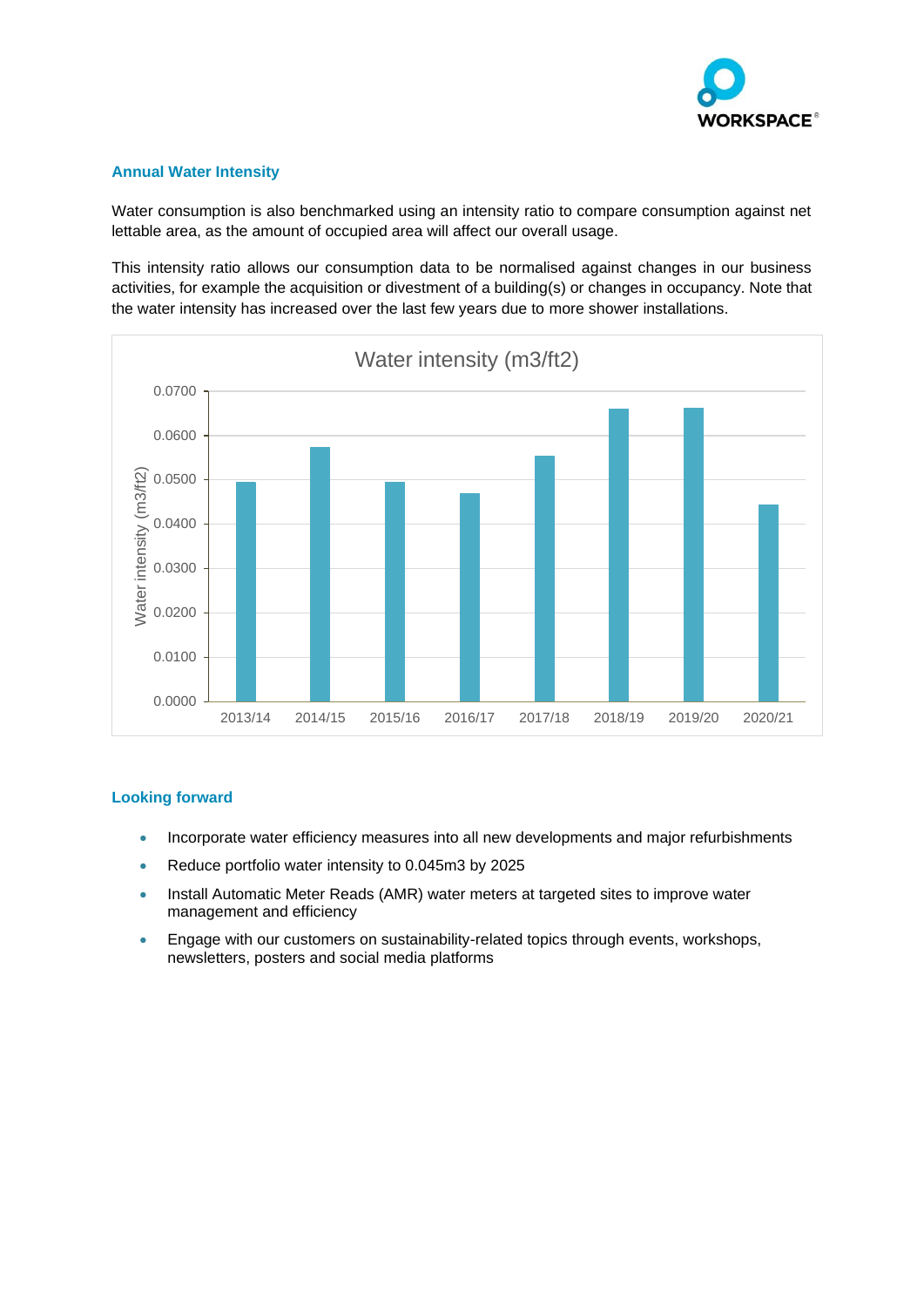## Annual Water Intensity

Water consumption is also benchmarked using an intensity ratio to compare consumption against net lettable area, as the amount of occupied area will affect our overall usage.

This intensity ratio allows our consumption data to be normalised against changes in our business activities, for example the acquisition or divestment of a building(s) or changes in occupancy. Note that the water intensity has increased over the last few years due to more shower installations.

Water intensity (m3/ft2)

Water intensity (m3/ft2)

0.0700
0.0600
0.0500
0.0400
0.0300
0.0200
0.0100
0.0000

2013/14
2014/15
2015/16
2016/17
2017/18
2018/19
2019/20
2020/21

## Looking forward

- Incorporate water efficiency measures into all new developments and major refurbishments
- Reduce portfolio water intensity to 0.045m3 by 2025
- Install Automatic Meter Reads (AMR) water meters at targeted sites to improve water management and efficiency
- Engage with our customers on sustainability-related topics through events, workshops, newsletters, posters and social media platforms